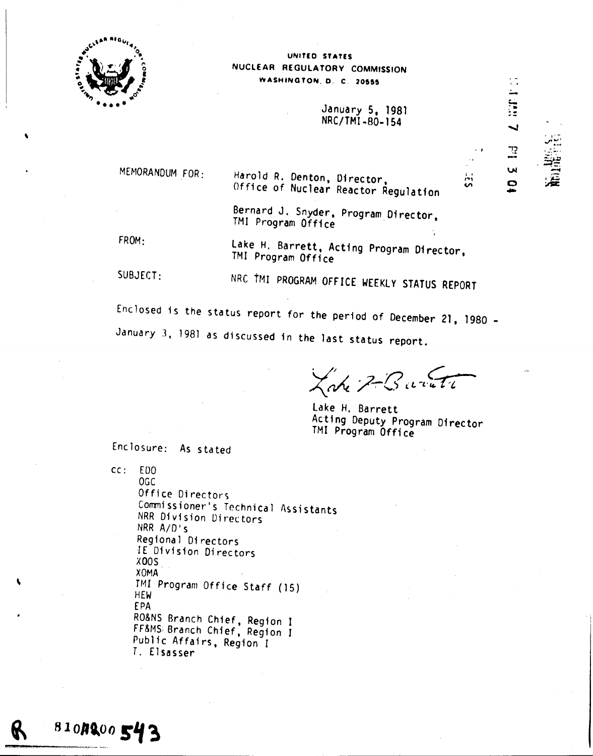UNITED STATES
NUCLEAR REGULATORY COMMISSION
WASHINGTON, D. C. 20555

January 5, 1981
NRC/TMI-80-154

MEMORANDUM FOR: Harold R. Denton, Director, Office of Nuclear Reactor Regulation

Bernard J. Snyder, Program Director, TMI Program Office

FROM: Lake H. Barrett, Acting Program Director, TMI Program Office

SUBJECT: NRC TMI PROGRAM OFFICE WEEKLY STATUS REPORT

Enclosed is the status report for the period of December 21, 1980 - January 3, 1981 as discussed in the last status report.

Lake H. Barrett
Acting Deputy Program Director
TMI Program Office

Enclosure: As stated

cc: EDO
OGC
Office Directors
Commissioner's Technical Assistants
NRR Division Directors
NRR A/D's
Regional Directors
IE Division Directors
XOOS
XOMA
TMI Program Office Staff (15)
HEW
EPA
RO&NS Branch Chief, Region I
FF&MS Branch Chief, Region I
Public Affairs, Region I
T. Elsasser

8101200543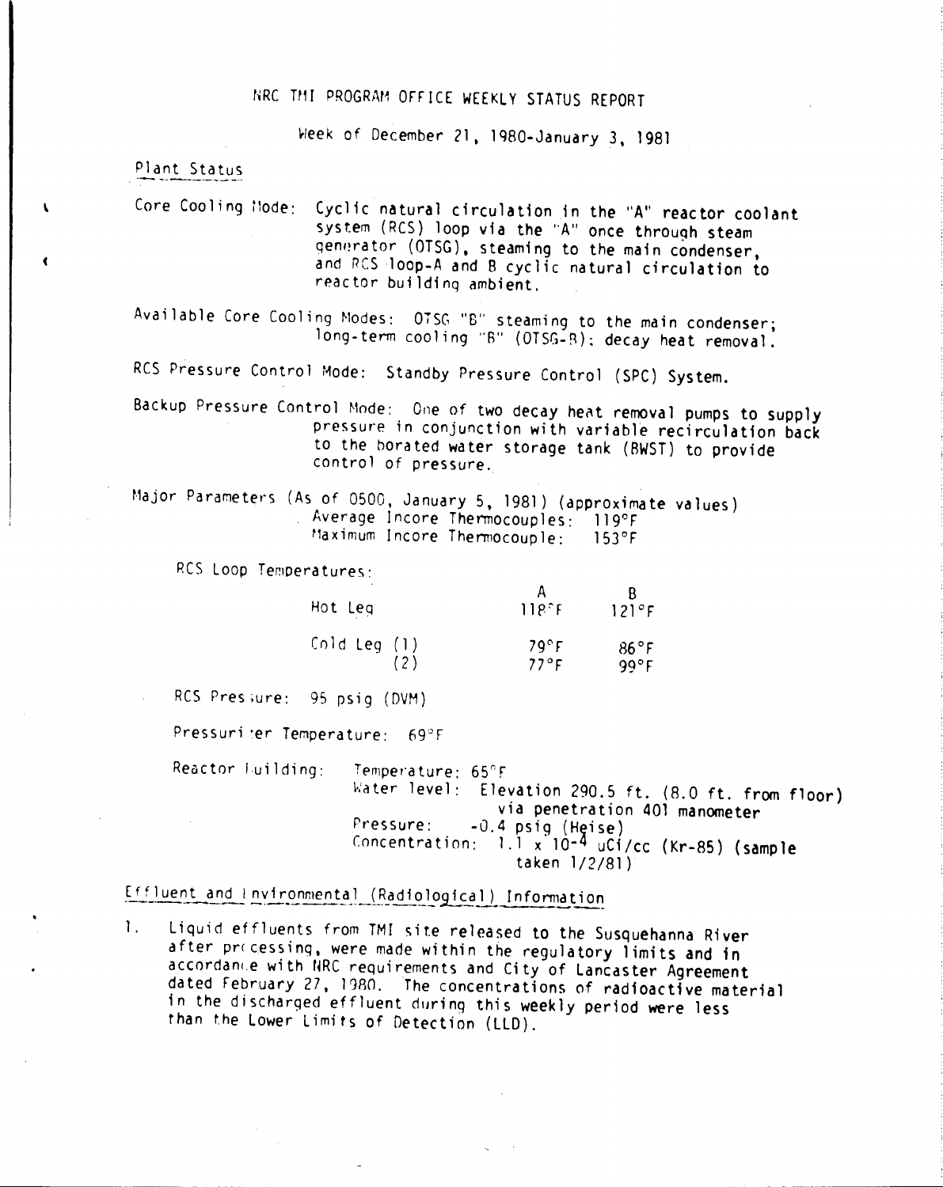# NRC TMI PROGRAM OFFICE WEEKLY STATUS REPORT

Week of December 21, 1980-January 3, 1981

## Plant Status

Core Cooling Mode: Cyclic natural circulation in the "A" reactor coolant system (RCS) loop via the "A" once through steam generator (OTSG), steaming to the main condenser, and RCS loop-A and B cyclic natural circulation to reactor building ambient.

Available Core Cooling Modes: OTSG "B" steaming to the main condenser; long-term cooling "B" (OTSG-B); decay heat removal.

RCS Pressure Control Mode: Standby Pressure Control (SPC) System.

Backup Pressure Control Mode: One of two decay heat removal pumps to supply pressure in conjunction with variable recirculation back to the borated water storage tank (BWST) to provide control of pressure.

Major Parameters (As of 0500, January 5, 1981) (approximate values)
Average Incore Thermocouples: 119°F
Maximum Incore Thermocouple: 153°F

RCS Loop Temperatures:

| | | A | B |
|---|---|---|---|
| Hot Leg | | 118°F | 121°F |
| Cold Leg | (1) | 79°F | 86°F |
| | (2) | 77°F | 99°F |

RCS Pressure: 95 psig (DVM)

Pressurizer Temperature: 69°F

Reactor Building:
Temperature: 65°F
Water level: Elevation 290.5 ft. (8.0 ft. from floor) via penetration 401 manometer
Pressure: -0.4 psig (Heise)
Concentration: $1.1 \times 10^{-4}$ uCi/cc (Kr-85) (sample taken 1/2/81)

## Effluent and Environmental (Radiological) Information

1. Liquid effluents from TMI site released to the Susquehanna River after processing, were made within the regulatory limits and in accordance with NRC requirements and City of Lancaster Agreement dated February 27, 1980. The concentrations of radioactive material in the discharged effluent during this weekly period were less than the Lower Limits of Detection (LLD).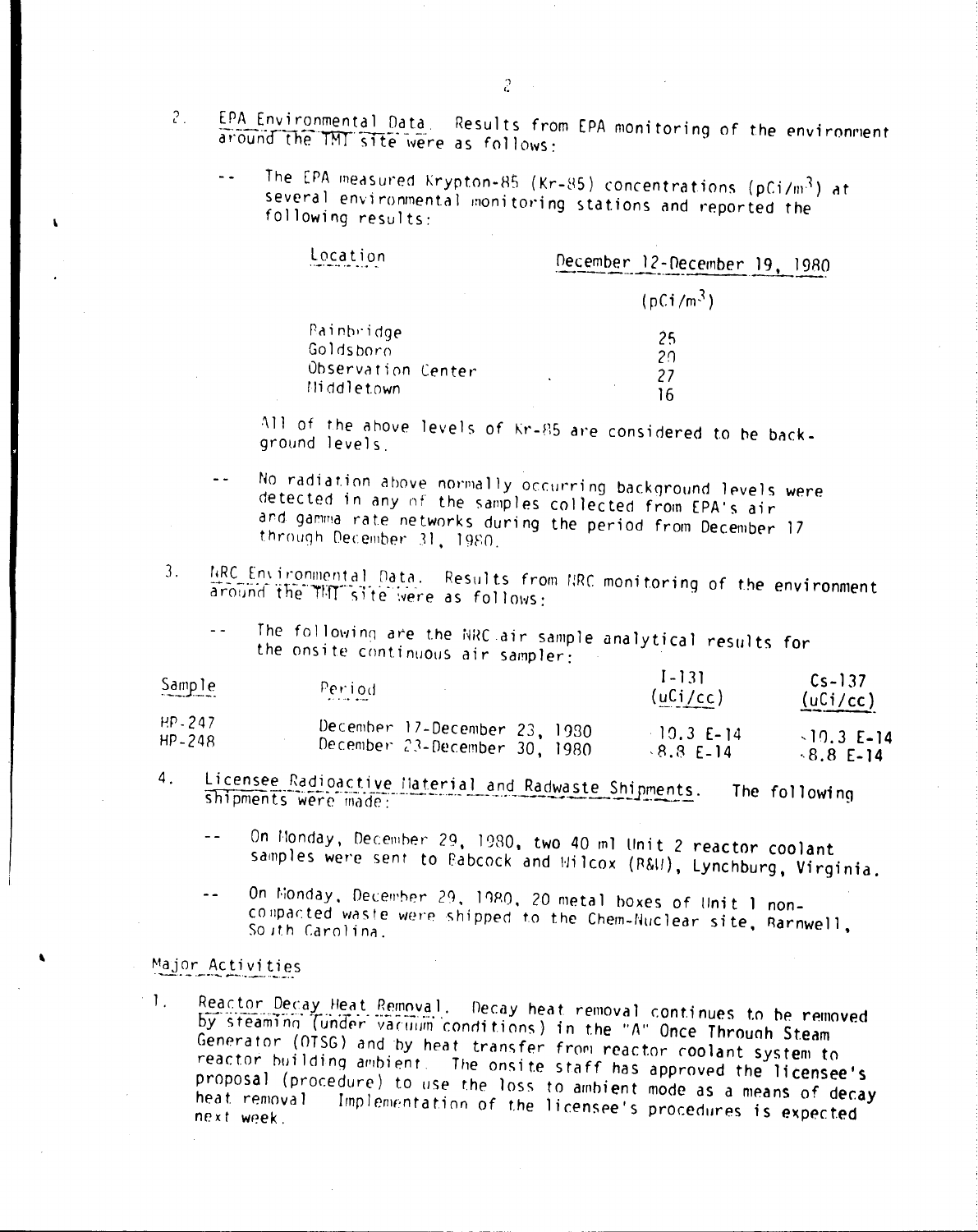2. EPA Environmental Data. Results from EPA monitoring of the environment around the TMI site were as follows:

-- The EPA measured Krypton-85 (Kr-85) concentrations ($pCi/m^3$) at several environmental monitoring stations and reported the following results:

| Location | December 12-December 19, 1980 ($pCi/m^3$) |
|---|---|
| Bainbridge | 25 |
| Goldsboro | 20 |
| Observation Center | 27 |
| Middletown | 16 |

All of the above levels of Kr-85 are considered to be background levels.

-- No radiation above normally occurring background levels were detected in any of the samples collected from EPA's air and gamma rate networks during the period from December 17 through December 31, 1980.

3. NRC Environmental Data. Results from NRC monitoring of the environment around the TMI site were as follows:

-- The following are the NRC air sample analytical results for the onsite continuous air sampler:

| Sample | Period | I-131 (uCi/cc) | Cs-137 (uCi/cc) |
|---|---|---|---|
| HP-247 | December 17-December 23, 1980 | <10.3 E-14 | <10.3 E-14 |
| HP-248 | December 23-December 30, 1980 | <8.8 E-14 | <8.8 E-14 |

4. Licensee Radioactive Material and Radwaste Shipments. The following shipments were made:

-- On Monday, December 29, 1980, two 40 ml Unit 2 reactor coolant samples were sent to Babcock and Wilcox (B&W), Lynchburg, Virginia.

-- On Monday, December 29, 1980, 20 metal boxes of Unit 1 non-compacted waste were shipped to the Chem-Nuclear site, Barnwell, South Carolina.

## Major Activities

1. Reactor Decay Heat Removal. Decay heat removal continues to be removed by steaming (under vacuum conditions) in the "A" Once Through Steam Generator (OTSG) and by heat transfer from reactor coolant system to reactor building ambient. The onsite staff has approved the licensee's proposal (procedure) to use the loss to ambient mode as a means of decay heat removal. Implementation of the licensee's procedures is expected next week.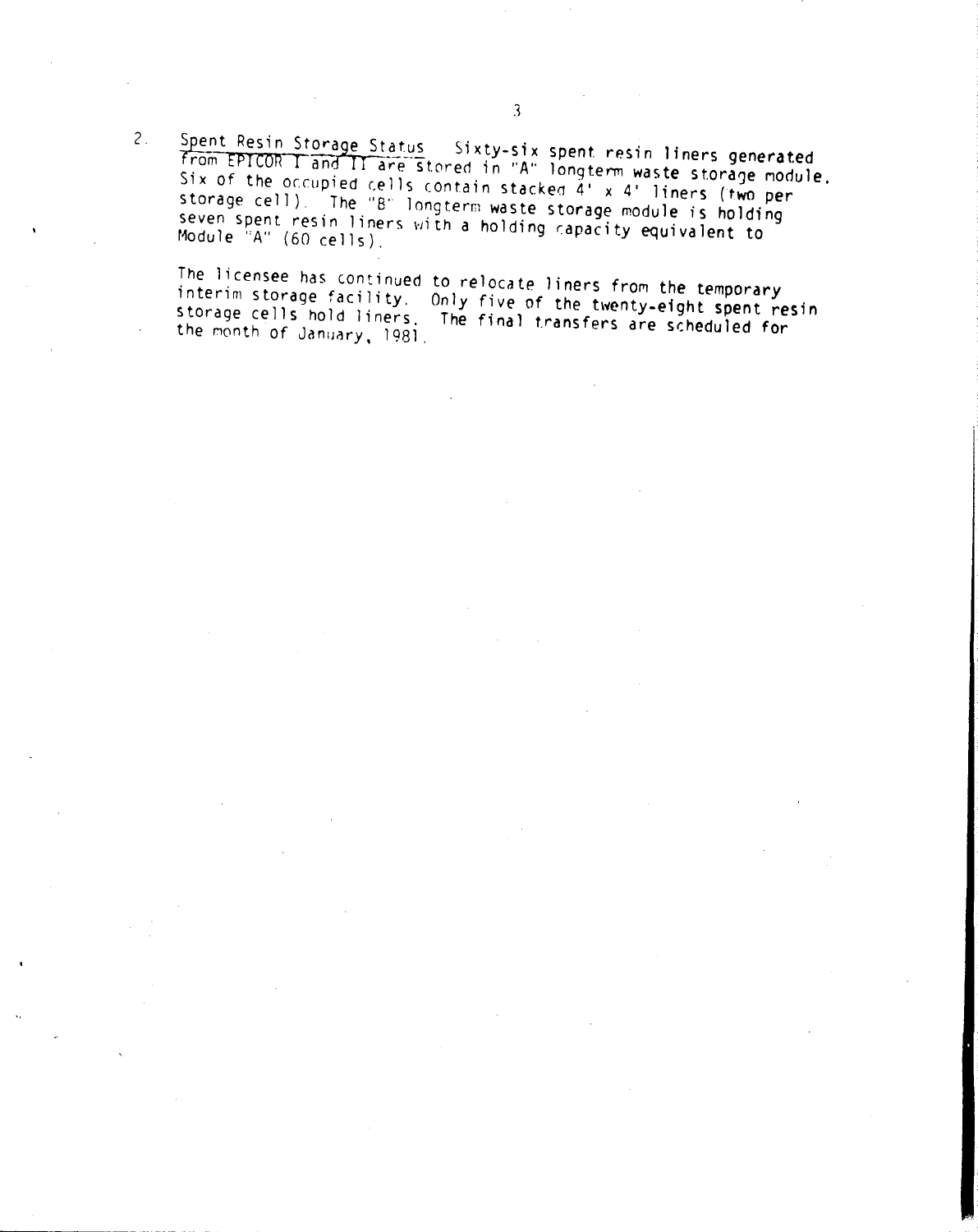2. <u>Spent Resin Storage Status</u> Sixty-six spent resin liners generated from EPICOR I and II are stored in "A" longterm waste storage module. Six of the occupied cells contain stacked 4' x 4' liners (two per storage cell). The "B" longterm waste storage module is holding seven spent resin liners with a holding capacity equivalent to Module "A" (60 cells).

   The licensee has continued to relocate liners from the temporary interim storage facility. Only five of the twenty-eight spent resin storage cells hold liners. The final transfers are scheduled for the month of January, 1981.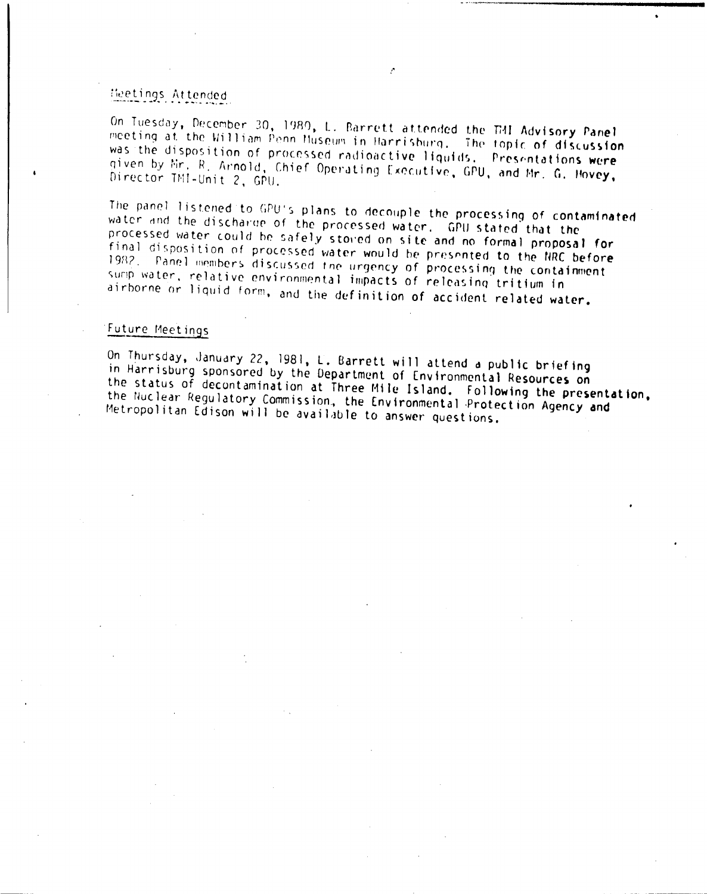## Meetings Attended

On Tuesday, December 30, 1980, L. Barrett attended the TMI Advisory Panel meeting at the William Penn Museum in Harrisburg. The topic of discussion was the disposition of processed radioactive liquids. Presentations were given by Mr. R. Arnold, Chief Operating Executive, GPU, and Mr. G. Hovey, Director TMI-Unit 2, GPU.

The panel listened to GPU's plans to decouple the processing of contaminated water and the discharge of the processed water. GPU stated that the processed water could be safely stored on site and no formal proposal for final disposition of processed water would be presented to the NRC before 1982. Panel members discussed the urgency of processing the containment sump water, relative environmental impacts of releasing tritium in airborne or liquid form, and the definition of accident related water.

## Future Meetings

On Thursday, January 22, 1981, L. Barrett will attend a public briefing in Harrisburg sponsored by the Department of Environmental Resources on the status of decontamination at Three Mile Island. Following the presentation, the Nuclear Regulatory Commission, the Environmental Protection Agency and Metropolitan Edison will be available to answer questions.